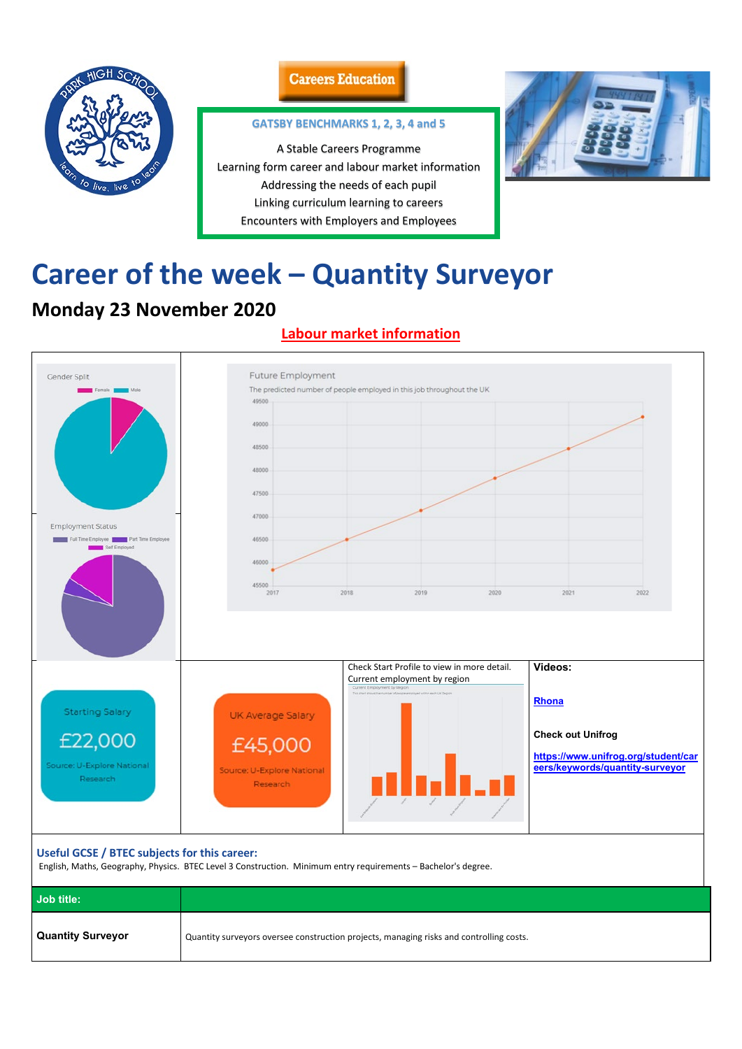Careers Education

**GATSBY BENCHMARKS 1, 2, 3, 4 and 5**

A Stable Careers Programme
Learning form career and labour market information
Addressing the needs of each pupil
Linking curriculum learning to careers
Encounters with Employers and Employees

# Career of the week – Quantity Surveyor

## Monday 23 November 2020

**Labour market information**

Gender Split

Female Male

Employment Status

Full Time Employee Part Time Employee Self Employed

Future Employment

The predicted number of people employed in this job throughout the UK

Starting Salary

£22,000

Source: U-Explore National Research

UK Average Salary

£45,000

Source: U-Explore National Research

Check Start Profile to view in more detail.
Current employment by region

**Videos:**

Rhona

**Check out Unifrog**

https://www.unifrog.org/student/careers/keywords/quantity-surveyor

**Useful GCSE / BTEC subjects for this career:**

English, Maths, Geography, Physics. BTEC Level 3 Construction. Minimum entry requirements – Bachelor's degree.

| Job title: | |
|---|---|
| **Quantity Surveyor** | Quantity surveyors oversee construction projects, managing risks and controlling costs. |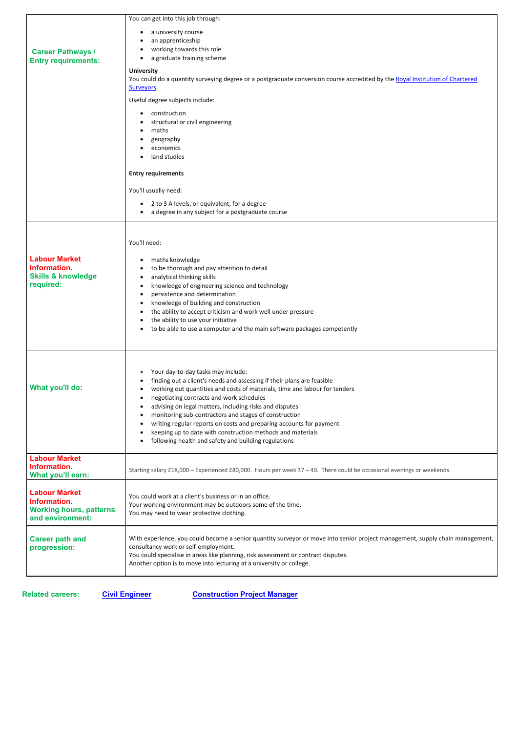| | |
|---|---|
| **Career Pathways / Entry requirements:** | You can get into this job through:<br><br>• a university course<br>• an apprenticeship<br>• working towards this role<br>• a graduate training scheme<br><br>**University**<br>You could do a quantity surveying degree or a postgraduate conversion course accredited by the Royal Institution of Chartered Surveyors.<br><br>Useful degree subjects include:<br><br>• construction<br>• structural or civil engineering<br>• maths<br>• geography<br>• economics<br>• land studies<br><br>**Entry requirements**<br><br>You'll usually need:<br><br>• 2 to 3 A levels, or equivalent, for a degree<br>• a degree in any subject for a postgraduate course |
| **Labour Market Information. Skills & knowledge required:** | You'll need:<br><br>• maths knowledge<br>• to be thorough and pay attention to detail<br>• analytical thinking skills<br>• knowledge of engineering science and technology<br>• persistence and determination<br>• knowledge of building and construction<br>• the ability to accept criticism and work well under pressure<br>• the ability to use your initiative<br>• to be able to use a computer and the main software packages competently |
| **What you'll do:** | • Your day-to-day tasks may include:<br>• finding out a client's needs and assessing if their plans are feasible<br>• working out quantities and costs of materials, time and labour for tenders<br>• negotiating contracts and work schedules<br>• advising on legal matters, including risks and disputes<br>• monitoring sub-contractors and stages of construction<br>• writing regular reports on costs and preparing accounts for payment<br>• keeping up to date with construction methods and materials<br>• following health and safety and building regulations |
| **Labour Market Information. What you'll earn:** | Starting salary £18,000 – Experienced £80,000. Hours per week 37 – 40. There could be occasional evenings or weekends. |
| **Labour Market Information. Working hours, patterns and environment:** | You could work at a client's business or in an office.<br>Your working environment may be outdoors some of the time.<br>You may need to wear protective clothing. |
| **Career path and progression:** | With experience, you could become a senior quantity surveyor or move into senior project management, supply chain management, consultancy work or self-employment.<br>You could specialise in areas like planning, risk assessment or contract disputes.<br>Another option is to move into lecturing at a university or college. |

**Related careers:** Civil Engineer Construction Project Manager